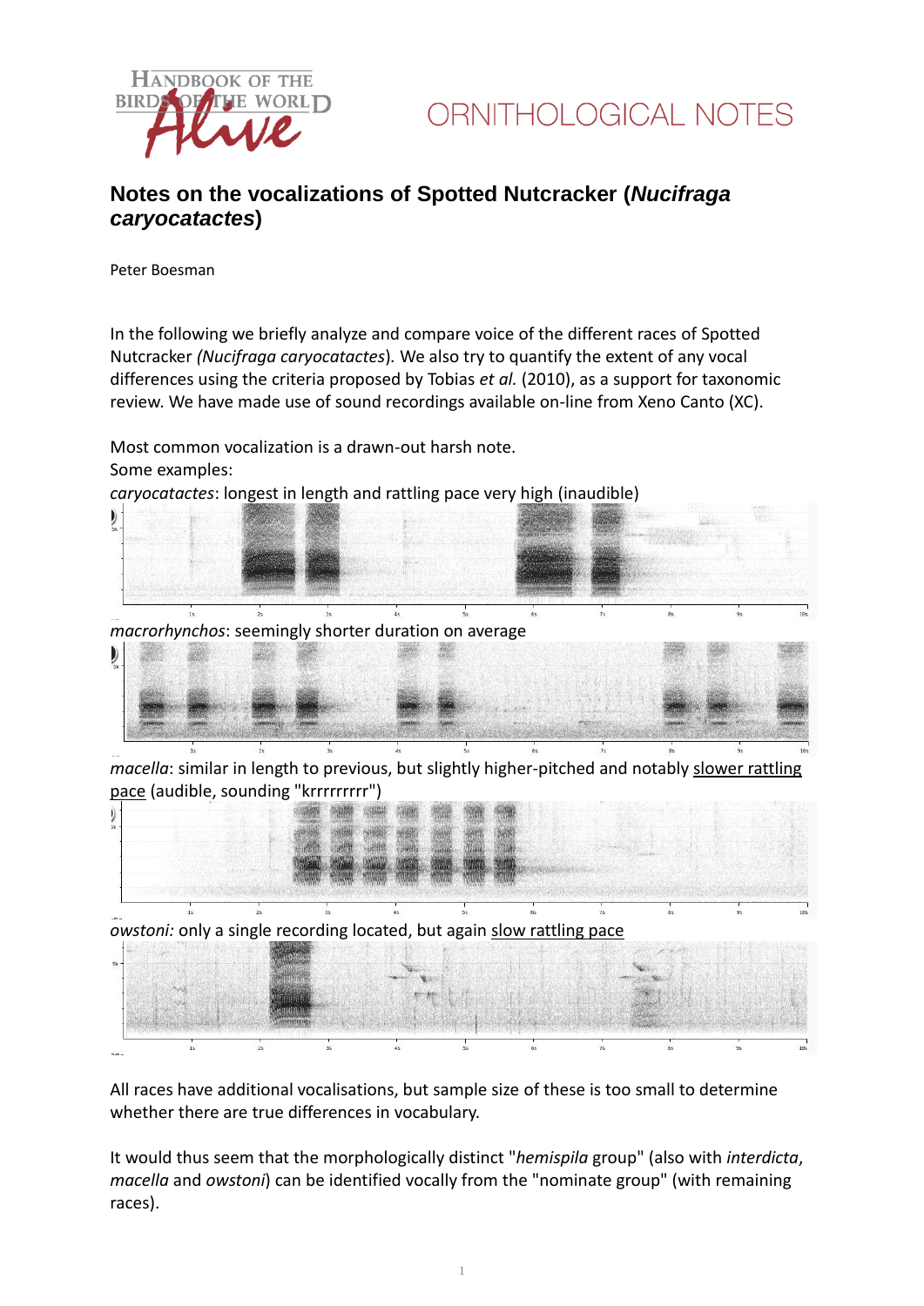# Notes on the vocalizations of Spotted Nutcracker (*Nucifraga caryocatactes*)

Peter Boesman

In the following we briefly analyze and compare voice of the different races of Spotted Nutcracker *(Nucifraga caryocatactes*). We also try to quantify the extent of any vocal differences using the criteria proposed by Tobias *et al.* (2010), as a support for taxonomic review. We have made use of sound recordings available on-line from Xeno Canto (XC).

Most common vocalization is a drawn-out harsh note.
Some examples:
*caryocatactes*: longest in length and rattling pace very high (inaudible)

*macrorhynchos*: seemingly shorter duration on average

*macella*: similar in length to previous, but slightly higher-pitched and notably slower rattling pace (audible, sounding "krrrrrrrrr")

*owstoni:* only a single recording located, but again slow rattling pace

All races have additional vocalisations, but sample size of these is too small to determine whether there are true differences in vocabulary.

It would thus seem that the morphologically distinct "*hemispila* group" (also with *interdicta*, *macella* and *owstoni*) can be identified vocally from the "nominate group" (with remaining races).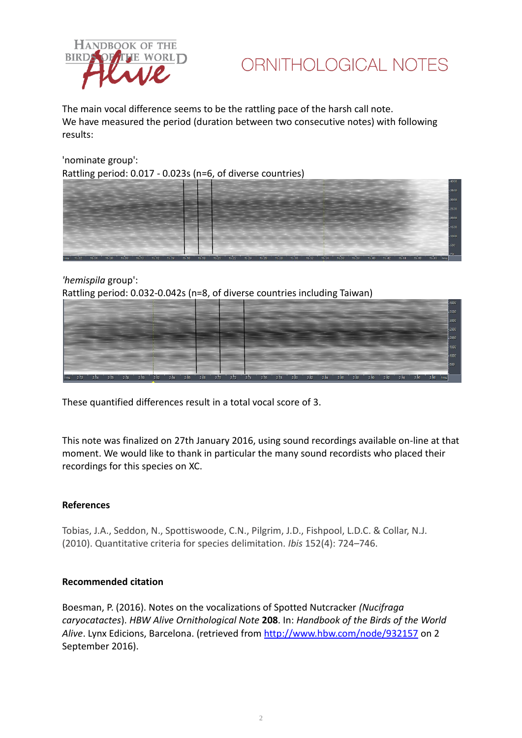The main vocal difference seems to be the rattling pace of the harsh call note.
We have measured the period (duration between two consecutive notes) with following results:

'nominate group':
Rattling period: 0.017 - 0.023s (n=6, of diverse countries)

*'hemispila* group':
Rattling period: 0.032-0.042s (n=8, of diverse countries including Taiwan)

These quantified differences result in a total vocal score of 3.

This note was finalized on 27th January 2016, using sound recordings available on-line at that moment. We would like to thank in particular the many sound recordists who placed their recordings for this species on XC.

**References**

Tobias, J.A., Seddon, N., Spottiswoode, C.N., Pilgrim, J.D., Fishpool, L.D.C. & Collar, N.J. (2010). Quantitative criteria for species delimitation. *Ibis* 152(4): 724–746.

**Recommended citation**

Boesman, P. (2016). Notes on the vocalizations of Spotted Nutcracker *(Nucifraga caryocatactes*). *HBW Alive Ornithological Note* **208**. In: *Handbook of the Birds of the World Alive*. Lynx Edicions, Barcelona. (retrieved from http://www.hbw.com/node/932157 on 2 September 2016).